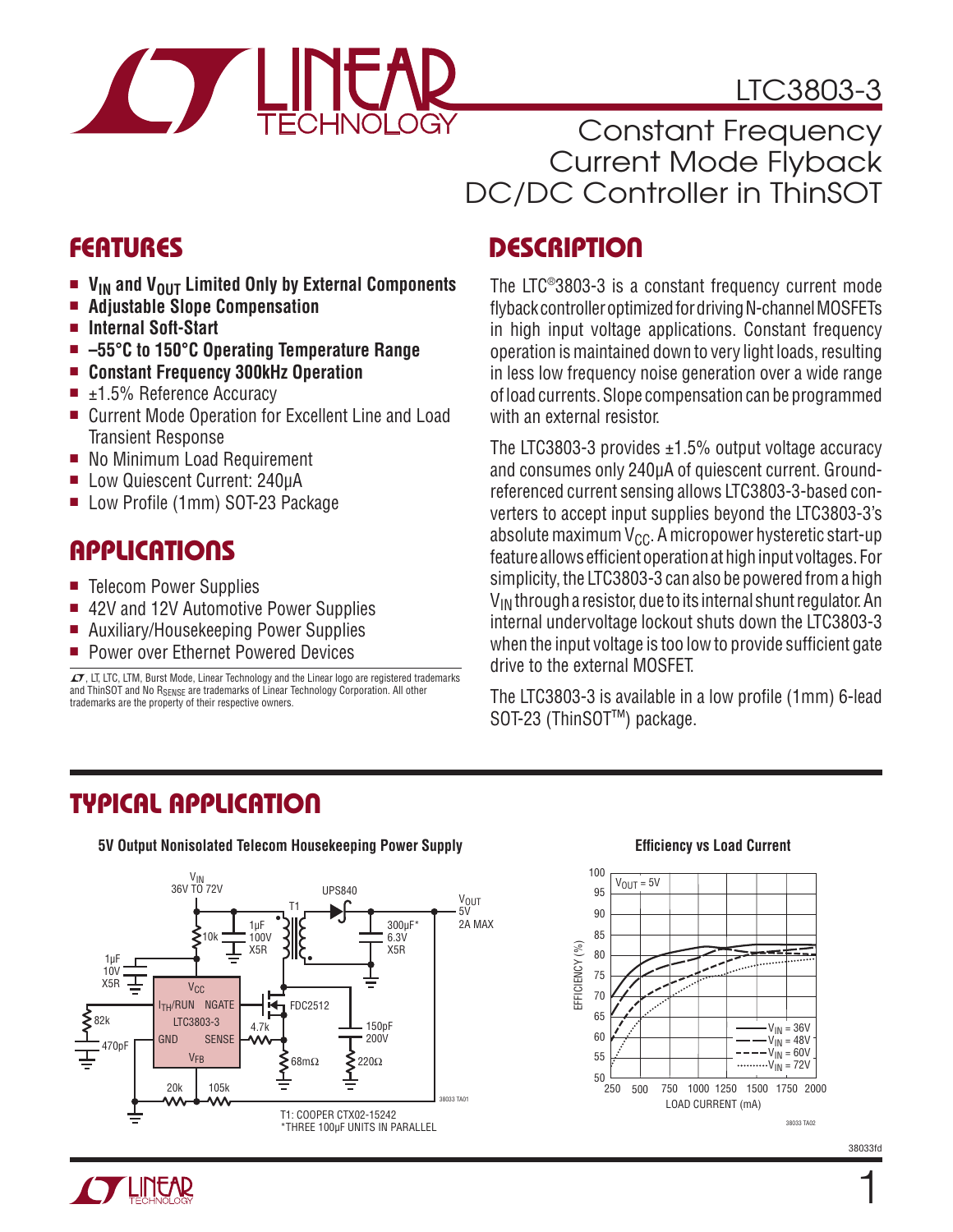# LTC3803-3

## Constant Frequency Current Mode Flyback DC/DC Controller in ThinSOT

## FEATURES

- **$V_{IN}$ and $V_{OUT}$ Limited Only by External Components**
- **Adjustable Slope Compensation**
- **Internal Soft-Start**
- **–55°C to 150°C Operating Temperature Range**
- **Constant Frequency 300kHz Operation**
- ±1.5% Reference Accuracy
- Current Mode Operation for Excellent Line and Load Transient Response
- No Minimum Load Requirement
- Low Quiescent Current: 240μA
- Low Profile (1mm) SOT-23 Package

## APPLICATIONS

- Telecom Power Supplies
- 42V and 12V Automotive Power Supplies
- Auxiliary/Housekeeping Power Supplies
- Power over Ethernet Powered Devices

LT, LTC, LTM, Burst Mode, Linear Technology and the Linear logo are registered trademarks and ThinSOT and No $R_{SENSE}$ are trademarks of Linear Technology Corporation. All other trademarks are the property of their respective owners.

## DESCRIPTION

The LTC®3803-3 is a constant frequency current mode flyback controller optimized for driving N-channel MOSFETs in high input voltage applications. Constant frequency operation is maintained down to very light loads, resulting in less low frequency noise generation over a wide range of load currents. Slope compensation can be programmed with an external resistor.

The LTC3803-3 provides ±1.5% output voltage accuracy and consumes only 240μA of quiescent current. Ground-referenced current sensing allows LTC3803-3-based converters to accept input supplies beyond the LTC3803-3's absolute maximum $V_{CC}$. A micropower hysteretic start-up feature allows efficient operation at high input voltages. For simplicity, the LTC3803-3 can also be powered from a high $V_{IN}$ through a resistor, due to its internal shunt regulator. An internal undervoltage lockout shuts down the LTC3803-3 when the input voltage is too low to provide sufficient gate drive to the external MOSFET.

The LTC3803-3 is available in a low profile (1mm) 6-lead SOT-23 (ThinSOT™) package.

## TYPICAL APPLICATION

**5V Output Nonisolated Telecom Housekeeping Power Supply**

$V_{IN}$ 36V TO 72V; $V_{OUT}$ 5V 2A MAX

T1: COOPER CTX02-15242
*THREE 100µF UNITS IN PARALLEL

**Efficiency vs Load Current**

$V_{OUT}$ = 5V; curves for $V_{IN}$ = 36V, 48V, 60V, 72V. EFFICIENCY (%) vs LOAD CURRENT (mA)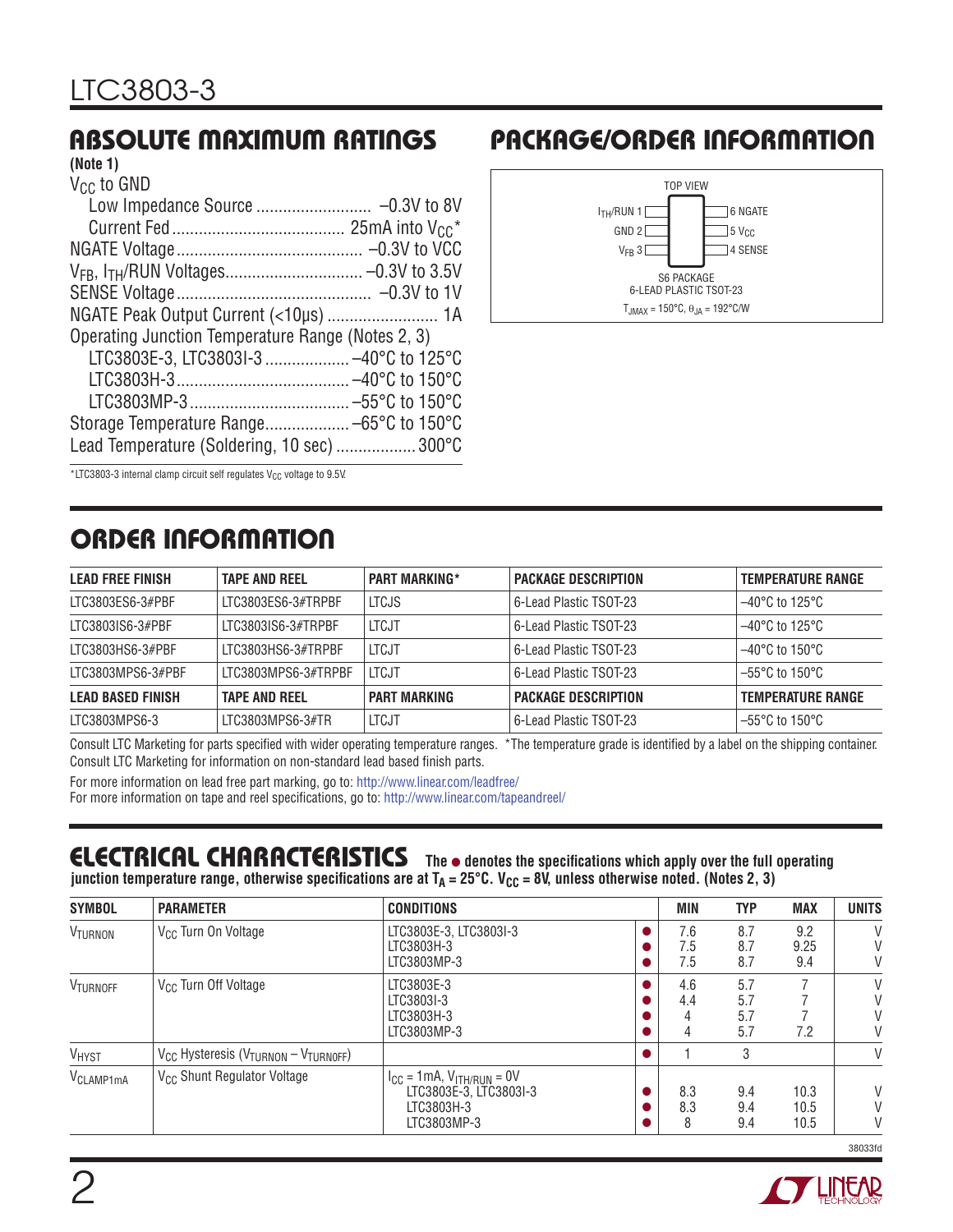## ABSOLUTE MAXIMUM RATINGS

**(Note 1)**

$V_{CC}$ to GND
- Low Impedance Source .......................... –0.3V to 8V
- Current Fed ....................................... 25mA into $V_{CC}$*

NGATE Voltage .......................................... –0.3V to VCC
$V_{FB}$, $I_{TH}$/RUN Voltages ............................... –0.3V to 3.5V
SENSE Voltage ............................................ –0.3V to 1V
NGATE Peak Output Current (<10µs) ......................... 1A
Operating Junction Temperature Range (Notes 2, 3)
- LTC3803E-3, LTC3803I-3 ................... –40°C to 125°C
- LTC3803H-3 ....................................... –40°C to 150°C
- LTC3803MP-3 ..................................... –55°C to 150°C

Storage Temperature Range ................... –65°C to 150°C
Lead Temperature (Soldering, 10 sec) .................. 300°C

*LTC3803-3 internal clamp circuit self regulates $V_{CC}$ voltage to 9.5V.

## PACKAGE/ORDER INFORMATION

TOP VIEW

| Pin | Left | Right | Pin |
|---|---|---|---|
| 1 | $I_{TH}$/RUN | NGATE | 6 |
| 2 | GND | $V_{CC}$ | 5 |
| 3 | $V_{FB}$ | SENSE | 4 |

S6 PACKAGE
6-LEAD PLASTIC TSOT-23
$T_{JMAX}$ = 150°C, $\theta_{JA}$ = 192°C/W

## ORDER INFORMATION

| LEAD FREE FINISH | TAPE AND REEL | PART MARKING* | PACKAGE DESCRIPTION | TEMPERATURE RANGE |
|---|---|---|---|---|
| LTC3803ES6-3#PBF | LTC3803ES6-3#TRPBF | LTCJS | 6-Lead Plastic TSOT-23 | –40°C to 125°C |
| LTC3803IS6-3#PBF | LTC3803IS6-3#TRPBF | LTCJT | 6-Lead Plastic TSOT-23 | –40°C to 125°C |
| LTC3803HS6-3#PBF | LTC3803HS6-3#TRPBF | LTCJT | 6-Lead Plastic TSOT-23 | –40°C to 150°C |
| LTC3803MPS6-3#PBF | LTC3803MPS6-3#TRPBF | LTCJT | 6-Lead Plastic TSOT-23 | –55°C to 150°C |
| **LEAD BASED FINISH** | **TAPE AND REEL** | **PART MARKING** | **PACKAGE DESCRIPTION** | **TEMPERATURE RANGE** |
| LTC3803MPS6-3 | LTC3803MPS6-3#TR | LTCJT | 6-Lead Plastic TSOT-23 | –55°C to 150°C |

Consult LTC Marketing for parts specified with wider operating temperature ranges. *The temperature grade is identified by a label on the shipping container.
Consult LTC Marketing for information on non-standard lead based finish parts.

For more information on lead free part marking, go to: http://www.linear.com/leadfree/
For more information on tape and reel specifications, go to: http://www.linear.com/tapeandreel/

## ELECTRICAL CHARACTERISTICS

**The ● denotes the specifications which apply over the full operating junction temperature range, otherwise specifications are at $T_A$ = 25°C. $V_{CC}$ = 8V, unless otherwise noted. (Notes 2, 3)**

| SYMBOL | PARAMETER | CONDITIONS | | MIN | TYP | MAX | UNITS |
|---|---|---|---|---|---|---|---|
| $V_{TURNON}$ | $V_{CC}$ Turn On Voltage | LTC3803E-3, LTC3803I-3<br>LTC3803H-3<br>LTC3803MP-3 | ●<br>●<br>● | 7.6<br>7.5<br>7.5 | 8.7<br>8.7<br>8.7 | 9.2<br>9.25<br>9.4 | V<br>V<br>V |
| $V_{TURNOFF}$ | $V_{CC}$ Turn Off Voltage | LTC3803E-3<br>LTC3803I-3<br>LTC3803H-3<br>LTC3803MP-3 | ●<br>●<br>●<br>● | 4.6<br>4.4<br>4<br>4 | 5.7<br>5.7<br>5.7<br>5.7 | 7<br>7<br>7<br>7.2 | V<br>V<br>V<br>V |
| $V_{HYST}$ | $V_{CC}$ Hysteresis ($V_{TURNON}$ – $V_{TURNOFF}$) | | ● | 1 | 3 | | V |
| $V_{CLAMP1mA}$ | $V_{CC}$ Shunt Regulator Voltage | $I_{CC}$ = 1mA, $V_{ITH/RUN}$ = 0V<br>LTC3803E-3, LTC3803I-3<br>LTC3803H-3<br>LTC3803MP-3 | <br>●<br>●<br>● | <br>8.3<br>8.3<br>8 | <br>9.4<br>9.4<br>9.4 | <br>10.3<br>10.5<br>10.5 | <br>V<br>V<br>V |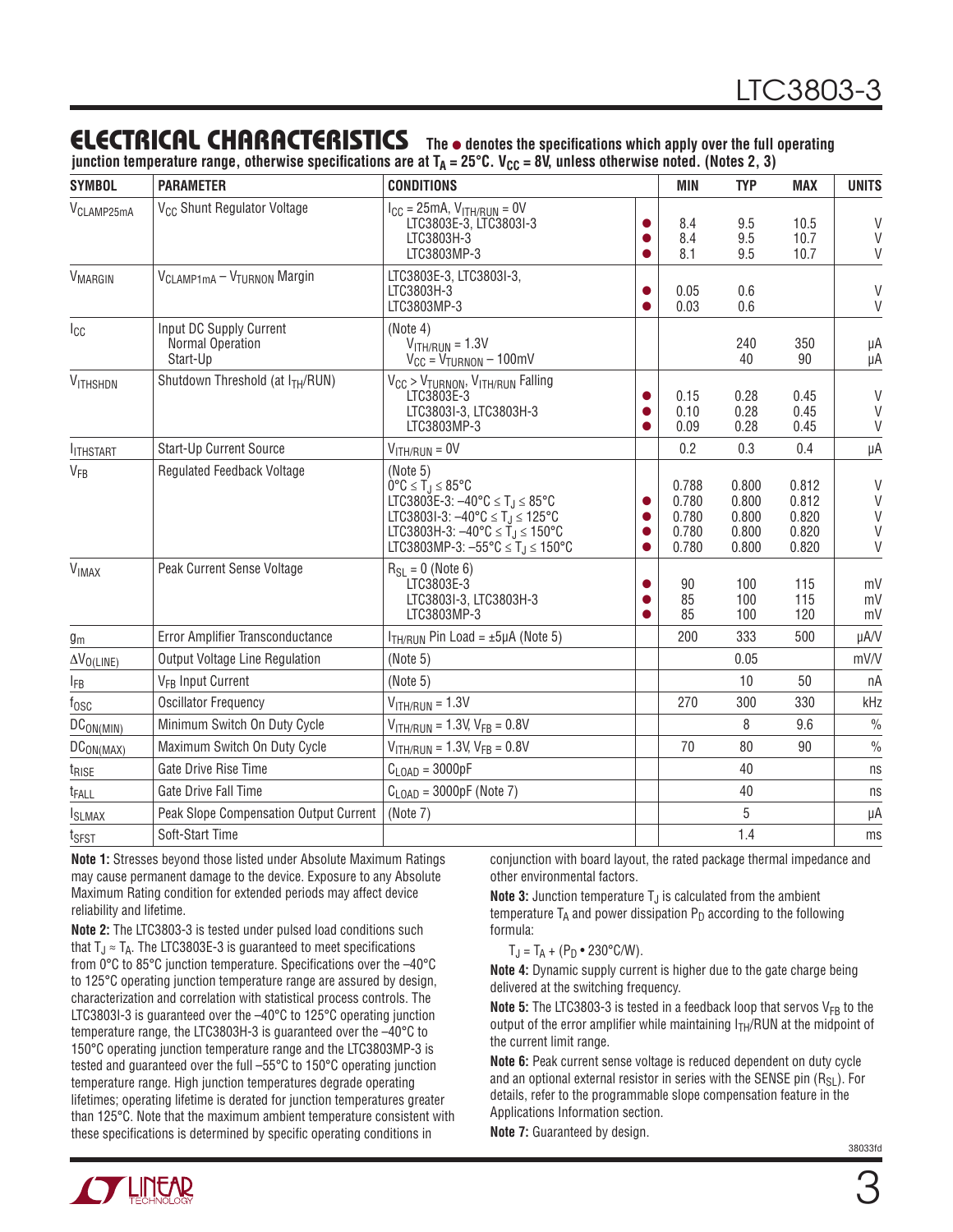## ELECTRICAL CHARACTERISTICS

**The ● denotes the specifications which apply over the full operating junction temperature range, otherwise specifications are at $T_A$ = 25°C. $V_{CC}$ = 8V, unless otherwise noted. (Notes 2, 3)**

| SYMBOL | PARAMETER | CONDITIONS | | MIN | TYP | MAX | UNITS |
|---|---|---|---|---|---|---|---|
| $V_{CLAMP25mA}$ | $V_{CC}$ Shunt Regulator Voltage | $I_{CC}$ = 25mA, $V_{ITH/RUN}$ = 0V<br>LTC3803E-3, LTC3803I-3<br>LTC3803H-3<br>LTC3803MP-3 | <br>●<br>●<br>● | <br>8.4<br>8.4<br>8.1 | <br>9.5<br>9.5<br>9.5 | <br>10.5<br>10.7<br>10.7 | <br>V<br>V<br>V |
| $V_{MARGIN}$ | $V_{CLAMP1mA}$ – $V_{TURNON}$ Margin | LTC3803E-3, LTC3803I-3,<br>LTC3803H-3<br>LTC3803MP-3 | <br>●<br>● | <br>0.05<br>0.03 | <br>0.6<br>0.6 | | <br>V<br>V |
| $I_{CC}$ | Input DC Supply Current<br>Normal Operation<br>Start-Up | (Note 4)<br>$V_{ITH/RUN}$ = 1.3V<br>$V_{CC}$ = $V_{TURNON}$ – 100mV | | | <br>240<br>40 | <br>350<br>90 | <br>µA<br>µA |
| $V_{ITHSHDN}$ | Shutdown Threshold (at $I_{TH}$/RUN) | $V_{CC}$ > $V_{TURNON}$, $V_{ITH/RUN}$ Falling<br>LTC3803E-3<br>LTC3803I-3, LTC3803H-3<br>LTC3803MP-3 | <br>●<br>●<br>● | <br>0.15<br>0.10<br>0.09 | <br>0.28<br>0.28<br>0.28 | <br>0.45<br>0.45<br>0.45 | <br>V<br>V<br>V |
| $I_{ITHSTART}$ | Start-Up Current Source | $V_{ITH/RUN}$ = 0V | | 0.2 | 0.3 | 0.4 | µA |
| $V_{FB}$ | Regulated Feedback Voltage | (Note 5)<br>0°C ≤ $T_J$ ≤ 85°C<br>LTC3803E-3: –40°C ≤ $T_J$ ≤ 85°C<br>LTC3803I-3: –40°C ≤ $T_J$ ≤ 125°C<br>LTC3803H-3: –40°C ≤ $T_J$ ≤ 150°C<br>LTC3803MP-3: –55°C ≤ $T_J$ ≤ 150°C | <br><br>●<br>●<br>●<br>● | <br>0.788<br>0.780<br>0.780<br>0.780<br>0.780 | <br>0.800<br>0.800<br>0.800<br>0.800<br>0.800 | <br>0.812<br>0.812<br>0.820<br>0.820<br>0.820 | <br>V<br>V<br>V<br>V<br>V |
| $V_{IMAX}$ | Peak Current Sense Voltage | $R_{SL}$ = 0 (Note 6)<br>LTC3803E-3<br>LTC3803I-3, LTC3803H-3<br>LTC3803MP-3 | <br>●<br>●<br>● | <br>90<br>85<br>85 | <br>100<br>100<br>100 | <br>115<br>115<br>120 | <br>mV<br>mV<br>mV |
| $g_m$ | Error Amplifier Transconductance | $I_{TH/RUN}$ Pin Load = ±5µA (Note 5) | | 200 | 333 | 500 | µA/V |
| $\Delta V_{O(LINE)}$ | Output Voltage Line Regulation | (Note 5) | | | 0.05 | | mV/V |
| $I_{FB}$ | $V_{FB}$ Input Current | (Note 5) | | | 10 | 50 | nA |
| $f_{OSC}$ | Oscillator Frequency | $V_{ITH/RUN}$ = 1.3V | | 270 | 300 | 330 | kHz |
| $DC_{ON(MIN)}$ | Minimum Switch On Duty Cycle | $V_{ITH/RUN}$ = 1.3V, $V_{FB}$ = 0.8V | | | 8 | 9.6 | % |
| $DC_{ON(MAX)}$ | Maximum Switch On Duty Cycle | $V_{ITH/RUN}$ = 1.3V, $V_{FB}$ = 0.8V | | 70 | 80 | 90 | % |
| $t_{RISE}$ | Gate Drive Rise Time | $C_{LOAD}$ = 3000pF | | | 40 | | ns |
| $t_{FALL}$ | Gate Drive Fall Time | $C_{LOAD}$ = 3000pF (Note 7) | | | 40 | | ns |
| $I_{SLMAX}$ | Peak Slope Compensation Output Current | (Note 7) | | | 5 | | µA |
| $t_{SFST}$ | Soft-Start Time | | | | 1.4 | | ms |

**Note 1:** Stresses beyond those listed under Absolute Maximum Ratings may cause permanent damage to the device. Exposure to any Absolute Maximum Rating condition for extended periods may affect device reliability and lifetime.

**Note 2:** The LTC3803-3 is tested under pulsed load conditions such that $T_J \approx T_A$. The LTC3803E-3 is guaranteed to meet specifications from 0°C to 85°C junction temperature. Specifications over the –40°C to 125°C operating junction temperature range are assured by design, characterization and correlation with statistical process controls. The LTC3803I-3 is guaranteed over the –40°C to 125°C operating junction temperature range, the LTC3803H-3 is guaranteed over the –40°C to 150°C operating junction temperature range and the LTC3803MP-3 is tested and guaranteed over the full –55°C to 150°C operating junction temperature range. High junction temperatures degrade operating lifetimes; operating lifetime is derated for junction temperatures greater than 125°C. Note that the maximum ambient temperature consistent with these specifications is determined by specific operating conditions in conjunction with board layout, the rated package thermal impedance and other environmental factors.

**Note 3:** Junction temperature $T_J$ is calculated from the ambient temperature $T_A$ and power dissipation $P_D$ according to the following formula:

$T_J = T_A + (P_D \cdot 230°C/W)$.

**Note 4:** Dynamic supply current is higher due to the gate charge being delivered at the switching frequency.

**Note 5:** The LTC3803-3 is tested in a feedback loop that servos $V_{FB}$ to the output of the error amplifier while maintaining $I_{TH}$/RUN at the midpoint of the current limit range.

**Note 6:** Peak current sense voltage is reduced dependent on duty cycle and an optional external resistor in series with the SENSE pin ($R_{SL}$). For details, refer to the programmable slope compensation feature in the Applications Information section.

**Note 7:** Guaranteed by design.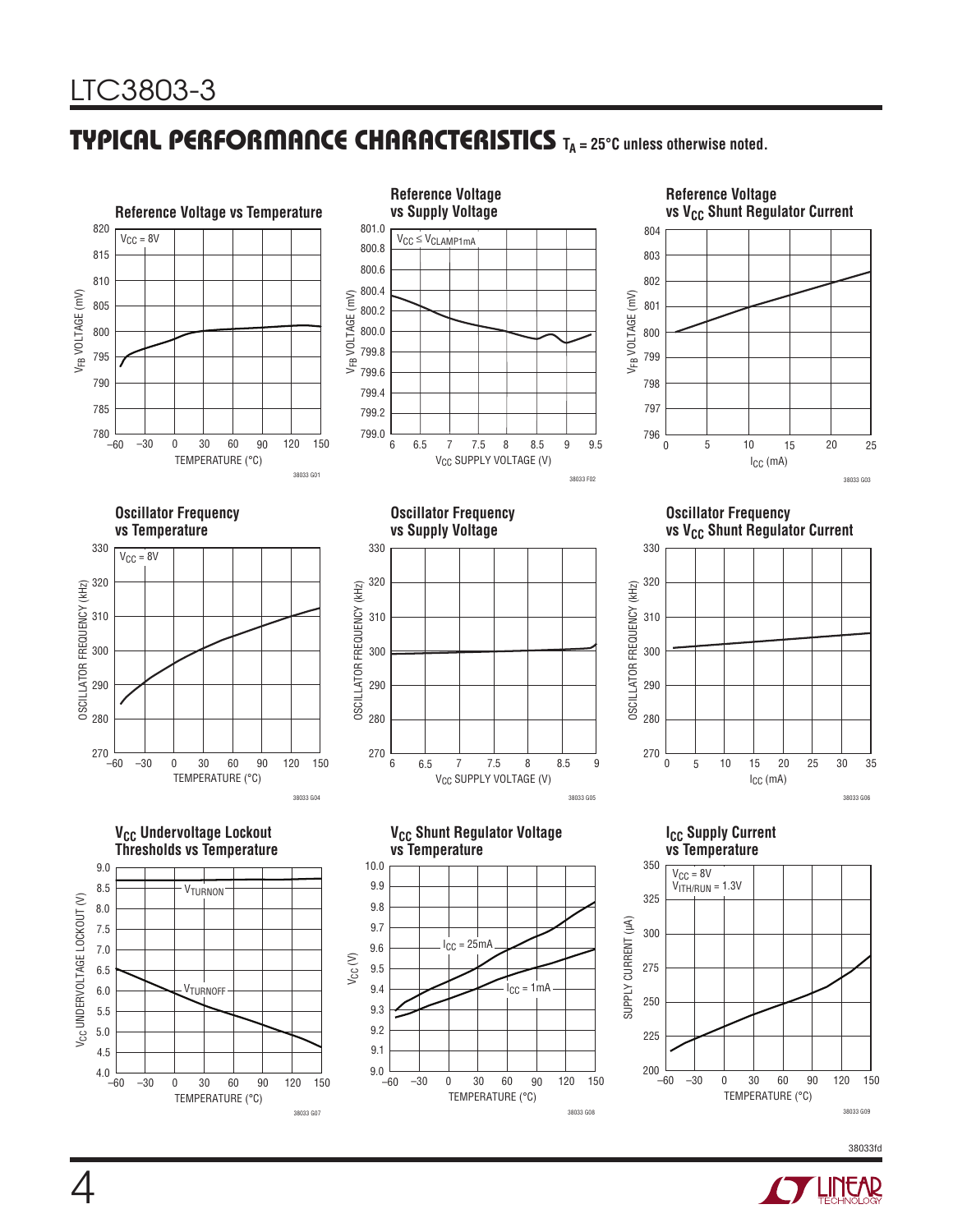## TYPICAL PERFORMANCE CHARACTERISTICS $T_A = 25°C$ unless otherwise noted.

**Reference Voltage vs Temperature**

$V_{CC} = 8V$

38033 G01

**Reference Voltage vs Supply Voltage**

$V_{CC} \leq V_{CLAMP1mA}$

38033 F02

**Reference Voltage vs $V_{CC}$ Shunt Regulator Current**

38033 G03

**Oscillator Frequency vs Temperature**

$V_{CC} = 8V$

38033 G04

**Oscillator Frequency vs Supply Voltage**

38033 G05

**Oscillator Frequency vs $V_{CC}$ Shunt Regulator Current**

38033 G06

**$V_{CC}$ Undervoltage Lockout Thresholds vs Temperature**

$V_{TURNON}$, $V_{TURNOFF}$

38033 G07

**$V_{CC}$ Shunt Regulator Voltage vs Temperature**

$I_{CC} = 25mA$, $I_{CC} = 1mA$

38033 G08

**$I_{CC}$ Supply Current vs Temperature**

$V_{CC} = 8V$
$V_{ITH/RUN} = 1.3V$

38033 G09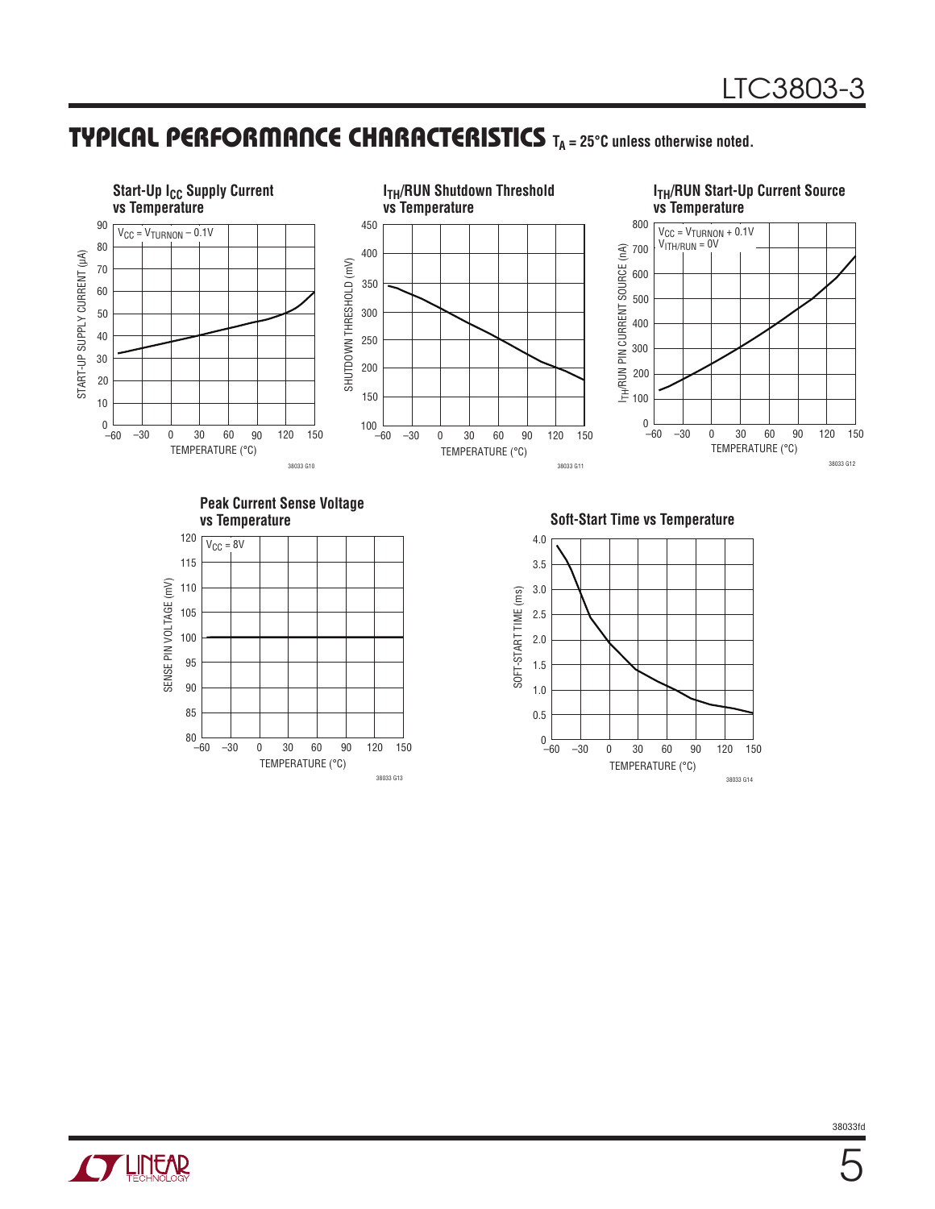## TYPICAL PERFORMANCE CHARACTERISTICS $T_A = 25°C$ unless otherwise noted.

**Start-Up $I_{CC}$ Supply Current vs Temperature**

$V_{CC} = V_{TURNON} – 0.1V$

START-UP SUPPLY CURRENT (µA)

TEMPERATURE (°C)

38033 G10

**$I_{TH}$/RUN Shutdown Threshold vs Temperature**

SHUTDOWN THRESHOLD (mV)

TEMPERATURE (°C)

38033 G11

**$I_{TH}$/RUN Start-Up Current Source vs Temperature**

$V_{CC} = V_{TURNON} + 0.1V$
$V_{ITH/RUN} = 0V$

$I_{TH}$/RUN PIN CURRENT SOURCE (nA)

TEMPERATURE (°C)

38033 G12

**Peak Current Sense Voltage vs Temperature**

$V_{CC} = 8V$

SENSE PIN VOLTAGE (mV)

TEMPERATURE (°C)

38033 G13

**Soft-Start Time vs Temperature**

SOFT-START TIME (ms)

TEMPERATURE (°C)

38033 G14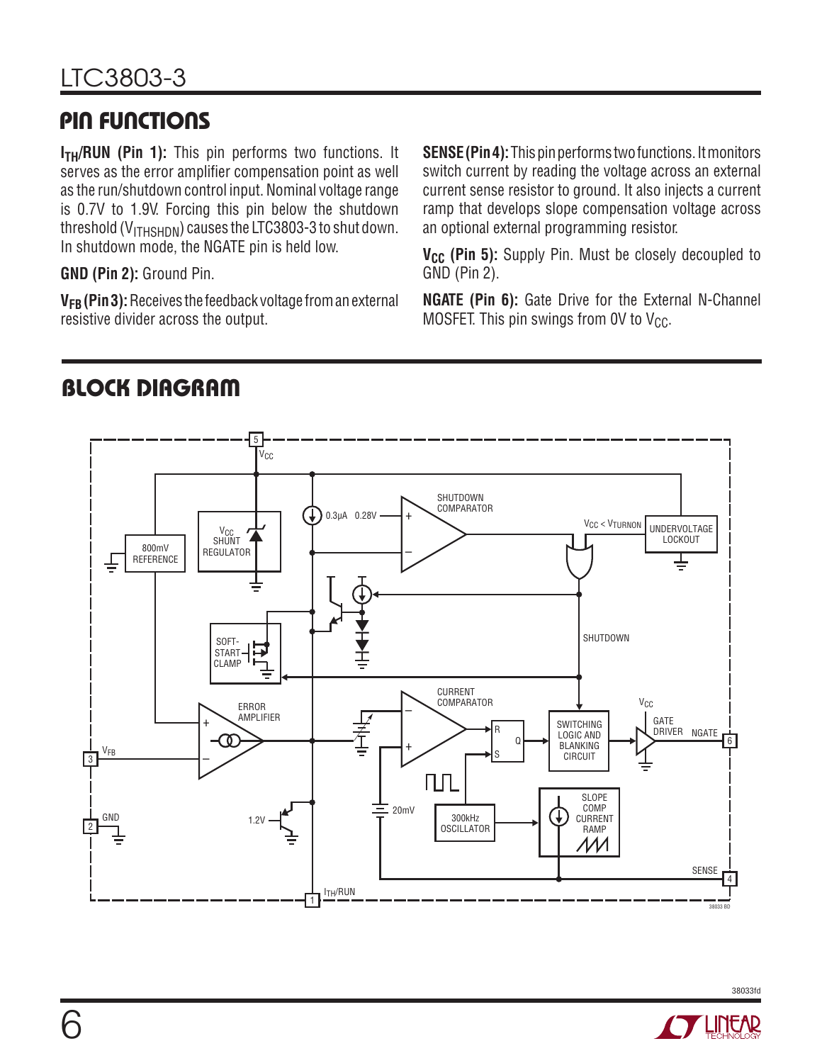## PIN FUNCTIONS

**$I_{TH}$/RUN (Pin 1):** This pin performs two functions. It serves as the error amplifier compensation point as well as the run/shutdown control input. Nominal voltage range is 0.7V to 1.9V. Forcing this pin below the shutdown threshold ($V_{ITHSHDN}$) causes the LTC3803-3 to shut down. In shutdown mode, the NGATE pin is held low.

**GND (Pin 2):** Ground Pin.

**$V_{FB}$ (Pin 3):** Receives the feedback voltage from an external resistive divider across the output.

**SENSE (Pin 4):** This pin performs two functions. It monitors switch current by reading the voltage across an external current sense resistor to ground. It also injects a current ramp that develops slope compensation voltage across an optional external programming resistor.

**$V_{CC}$ (Pin 5):** Supply Pin. Must be closely decoupled to GND (Pin 2).

**NGATE (Pin 6):** Gate Drive for the External N-Channel MOSFET. This pin swings from 0V to $V_{CC}$.

## BLOCK DIAGRAM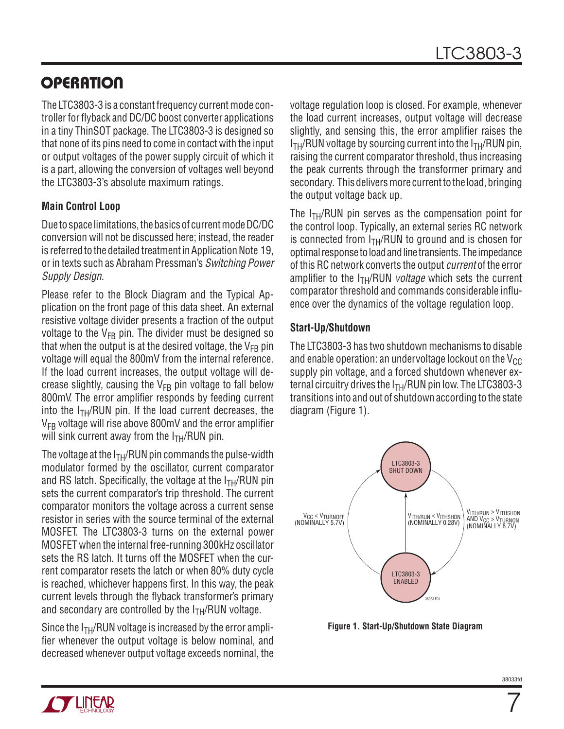## OPERATION

The LTC3803-3 is a constant frequency current mode controller for flyback and DC/DC boost converter applications in a tiny ThinSOT package. The LTC3803-3 is designed so that none of its pins need to come in contact with the input or output voltages of the power supply circuit of which it is a part, allowing the conversion of voltages well beyond the LTC3803-3's absolute maximum ratings.

### Main Control Loop

Due to space limitations, the basics of current mode DC/DC conversion will not be discussed here; instead, the reader is referred to the detailed treatment in Application Note 19, or in texts such as Abraham Pressman's *Switching Power Supply Design.*

Please refer to the Block Diagram and the Typical Application on the front page of this data sheet. An external resistive voltage divider presents a fraction of the output voltage to the $V_{FB}$ pin. The divider must be designed so that when the output is at the desired voltage, the $V_{FB}$ pin voltage will equal the 800mV from the internal reference. If the load current increases, the output voltage will decrease slightly, causing the $V_{FB}$ pin voltage to fall below 800mV. The error amplifier responds by feeding current into the $I_{TH}$/RUN pin. If the load current decreases, the $V_{FB}$ voltage will rise above 800mV and the error amplifier will sink current away from the $I_{TH}$/RUN pin.

The voltage at the $I_{TH}$/RUN pin commands the pulse-width modulator formed by the oscillator, current comparator and RS latch. Specifically, the voltage at the $I_{TH}$/RUN pin sets the current comparator's trip threshold. The current comparator monitors the voltage across a current sense resistor in series with the source terminal of the external MOSFET. The LTC3803-3 turns on the external power MOSFET when the internal free-running 300kHz oscillator sets the RS latch. It turns off the MOSFET when the current comparator resets the latch or when 80% duty cycle is reached, whichever happens first. In this way, the peak current levels through the flyback transformer's primary and secondary are controlled by the $I_{TH}$/RUN voltage.

Since the $I_{TH}$/RUN voltage is increased by the error amplifier whenever the output voltage is below nominal, and decreased whenever output voltage exceeds nominal, the voltage regulation loop is closed. For example, whenever the load current increases, output voltage will decrease slightly, and sensing this, the error amplifier raises the $I_{TH}$/RUN voltage by sourcing current into the $I_{TH}$/RUN pin, raising the current comparator threshold, thus increasing the peak currents through the transformer primary and secondary. This delivers more current to the load, bringing the output voltage back up.

The $I_{TH}$/RUN pin serves as the compensation point for the control loop. Typically, an external series RC network is connected from $I_{TH}$/RUN to ground and is chosen for optimal response to load and line transients. The impedance of this RC network converts the output *current* of the error amplifier to the $I_{TH}$/RUN *voltage* which sets the current comparator threshold and commands considerable influence over the dynamics of the voltage regulation loop.

### Start-Up/Shutdown

The LTC3803-3 has two shutdown mechanisms to disable and enable operation: an undervoltage lockout on the $V_{CC}$ supply pin voltage, and a forced shutdown whenever external circuitry drives the $I_{TH}$/RUN pin low. The LTC3803-3 transitions into and out of shutdown according to the state diagram (Figure 1).

LTC3803-3 SHUT DOWN

LTC3803-3 ENABLED

$V_{CC} < V_{TURNOFF}$ (NOMINALLY 5.7V)

$V_{ITH/RUN} < V_{ITHSHDN}$ (NOMINALLY 0.28V)

$V_{ITH/RUN} > V_{ITHSHDN}$ AND $V_{CC} > V_{TURNON}$ (NOMINALLY 8.7V)

**Figure 1. Start-Up/Shutdown State Diagram**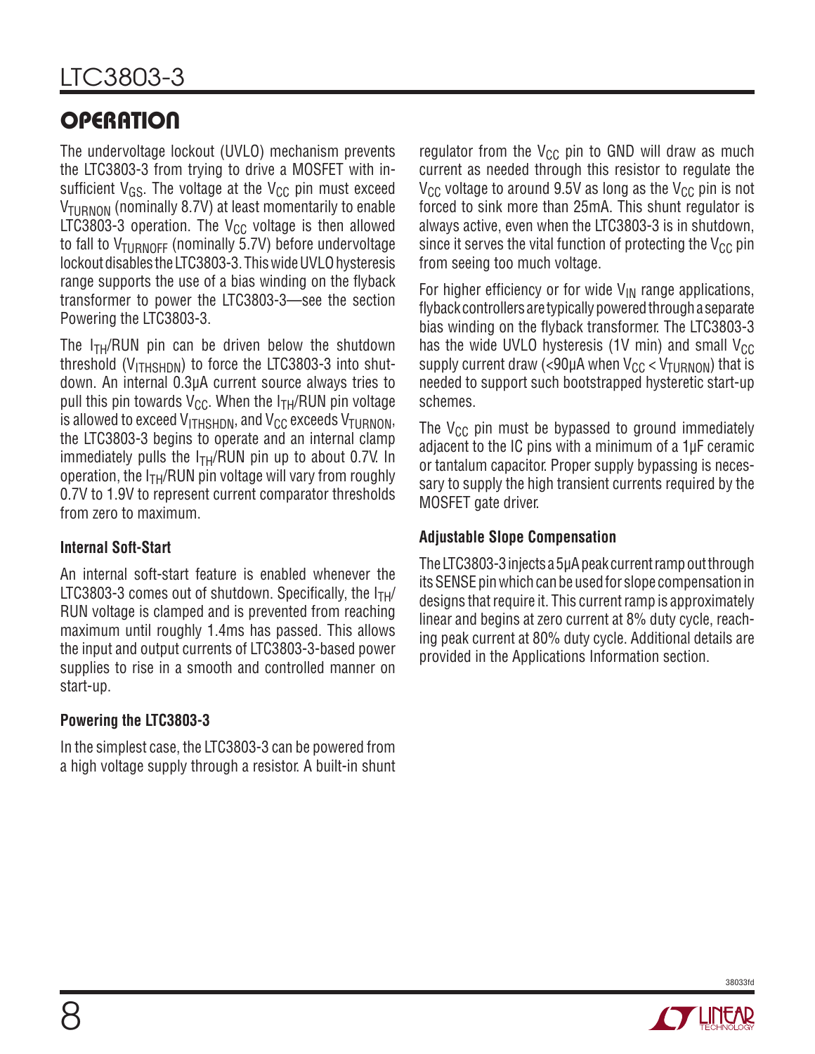## OPERATION

The undervoltage lockout (UVLO) mechanism prevents the LTC3803-3 from trying to drive a MOSFET with insufficient $V_{GS}$. The voltage at the $V_{CC}$ pin must exceed $V_{TURNON}$ (nominally 8.7V) at least momentarily to enable LTC3803-3 operation. The $V_{CC}$ voltage is then allowed to fall to $V_{TURNOFF}$ (nominally 5.7V) before undervoltage lockout disables the LTC3803-3. This wide UVLO hysteresis range supports the use of a bias winding on the flyback transformer to power the LTC3803-3—see the section Powering the LTC3803-3.

The $I_{TH}$/RUN pin can be driven below the shutdown threshold ($V_{ITHSHDN}$) to force the LTC3803-3 into shutdown. An internal 0.3µA current source always tries to pull this pin towards $V_{CC}$. When the $I_{TH}$/RUN pin voltage is allowed to exceed $V_{ITHSHDN}$, and $V_{CC}$ exceeds $V_{TURNON}$, the LTC3803-3 begins to operate and an internal clamp immediately pulls the $I_{TH}$/RUN pin up to about 0.7V. In operation, the $I_{TH}$/RUN pin voltage will vary from roughly 0.7V to 1.9V to represent current comparator thresholds from zero to maximum.

### Internal Soft-Start

An internal soft-start feature is enabled whenever the LTC3803-3 comes out of shutdown. Specifically, the $I_{TH}$/RUN voltage is clamped and is prevented from reaching maximum until roughly 1.4ms has passed. This allows the input and output currents of LTC3803-3-based power supplies to rise in a smooth and controlled manner on start-up.

### Powering the LTC3803-3

In the simplest case, the LTC3803-3 can be powered from a high voltage supply through a resistor. A built-in shunt regulator from the $V_{CC}$ pin to GND will draw as much current as needed through this resistor to regulate the $V_{CC}$ voltage to around 9.5V as long as the $V_{CC}$ pin is not forced to sink more than 25mA. This shunt regulator is always active, even when the LTC3803-3 is in shutdown, since it serves the vital function of protecting the $V_{CC}$ pin from seeing too much voltage.

For higher efficiency or for wide $V_{IN}$ range applications, flyback controllers are typically powered through a separate bias winding on the flyback transformer. The LTC3803-3 has the wide UVLO hysteresis (1V min) and small $V_{CC}$ supply current draw (<90µA when $V_{CC} < V_{TURNON}$) that is needed to support such bootstrapped hysteretic start-up schemes.

The $V_{CC}$ pin must be bypassed to ground immediately adjacent to the IC pins with a minimum of a 1µF ceramic or tantalum capacitor. Proper supply bypassing is necessary to supply the high transient currents required by the MOSFET gate driver.

### Adjustable Slope Compensation

The LTC3803-3 injects a 5µA peak current ramp out through its SENSE pin which can be used for slope compensation in designs that require it. This current ramp is approximately linear and begins at zero current at 8% duty cycle, reaching peak current at 80% duty cycle. Additional details are provided in the Applications Information section.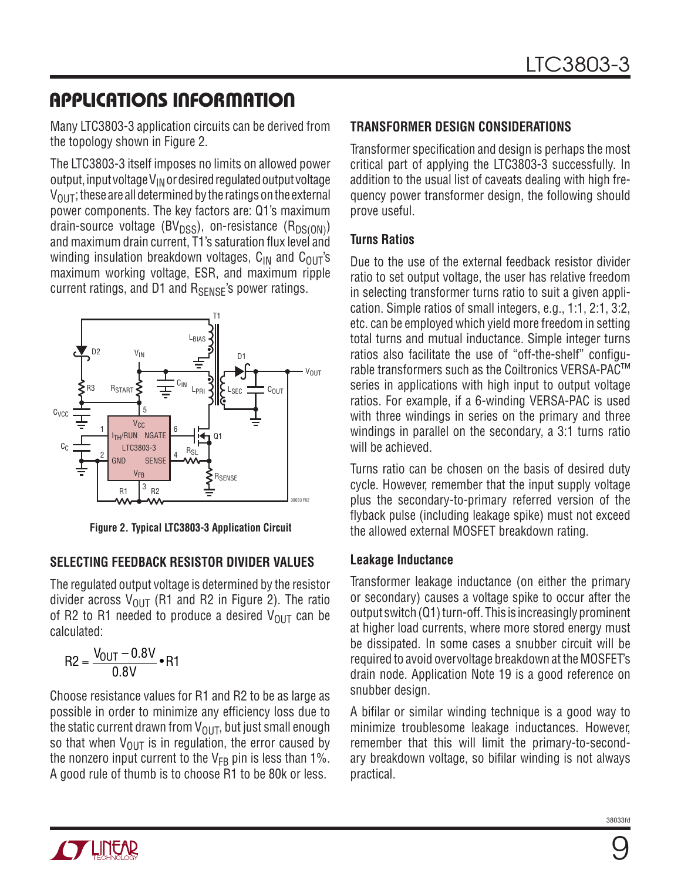## APPLICATIONS INFORMATION

Many LTC3803-3 application circuits can be derived from the topology shown in Figure 2.

The LTC3803-3 itself imposes no limits on allowed power output, input voltage $V_{IN}$ or desired regulated output voltage $V_{OUT}$; these are all determined by the ratings on the external power components. The key factors are: Q1's maximum drain-source voltage ($BV_{DSS}$), on-resistance ($R_{DS(ON)}$) and maximum drain current, T1's saturation flux level and winding insulation breakdown voltages, $C_{IN}$ and $C_{OUT}$'s maximum working voltage, ESR, and maximum ripple current ratings, and D1 and $R_{SENSE}$'s power ratings.

**Figure 2. Typical LTC3803-3 Application Circuit**

### SELECTING FEEDBACK RESISTOR DIVIDER VALUES

The regulated output voltage is determined by the resistor divider across $V_{OUT}$ (R1 and R2 in Figure 2). The ratio of R2 to R1 needed to produce a desired $V_{OUT}$ can be calculated:

$$R2 = \frac{V_{OUT} - 0.8V}{0.8V} \cdot R1$$

Choose resistance values for R1 and R2 to be as large as possible in order to minimize any efficiency loss due to the static current drawn from $V_{OUT}$, but just small enough so that when $V_{OUT}$ is in regulation, the error caused by the nonzero input current to the $V_{FB}$ pin is less than 1%. A good rule of thumb is to choose R1 to be 80k or less.

### TRANSFORMER DESIGN CONSIDERATIONS

Transformer specification and design is perhaps the most critical part of applying the LTC3803-3 successfully. In addition to the usual list of caveats dealing with high frequency power transformer design, the following should prove useful.

#### Turns Ratios

Due to the use of the external feedback resistor divider ratio to set output voltage, the user has relative freedom in selecting transformer turns ratio to suit a given application. Simple ratios of small integers, e.g., 1:1, 2:1, 3:2, etc. can be employed which yield more freedom in setting total turns and mutual inductance. Simple integer turns ratios also facilitate the use of "off-the-shelf" configurable transformers such as the Coiltronics VERSA-PAC™ series in applications with high input to output voltage ratios. For example, if a 6-winding VERSA-PAC is used with three windings in series on the primary and three windings in parallel on the secondary, a 3:1 turns ratio will be achieved.

Turns ratio can be chosen on the basis of desired duty cycle. However, remember that the input supply voltage plus the secondary-to-primary referred version of the flyback pulse (including leakage spike) must not exceed the allowed external MOSFET breakdown rating.

#### Leakage Inductance

Transformer leakage inductance (on either the primary or secondary) causes a voltage spike to occur after the output switch (Q1) turn-off. This is increasingly prominent at higher load currents, where more stored energy must be dissipated. In some cases a snubber circuit will be required to avoid overvoltage breakdown at the MOSFET's drain node. Application Note 19 is a good reference on snubber design.

A bifilar or similar winding technique is a good way to minimize troublesome leakage inductances. However, remember that this will limit the primary-to-secondary breakdown voltage, so bifilar winding is not always practical.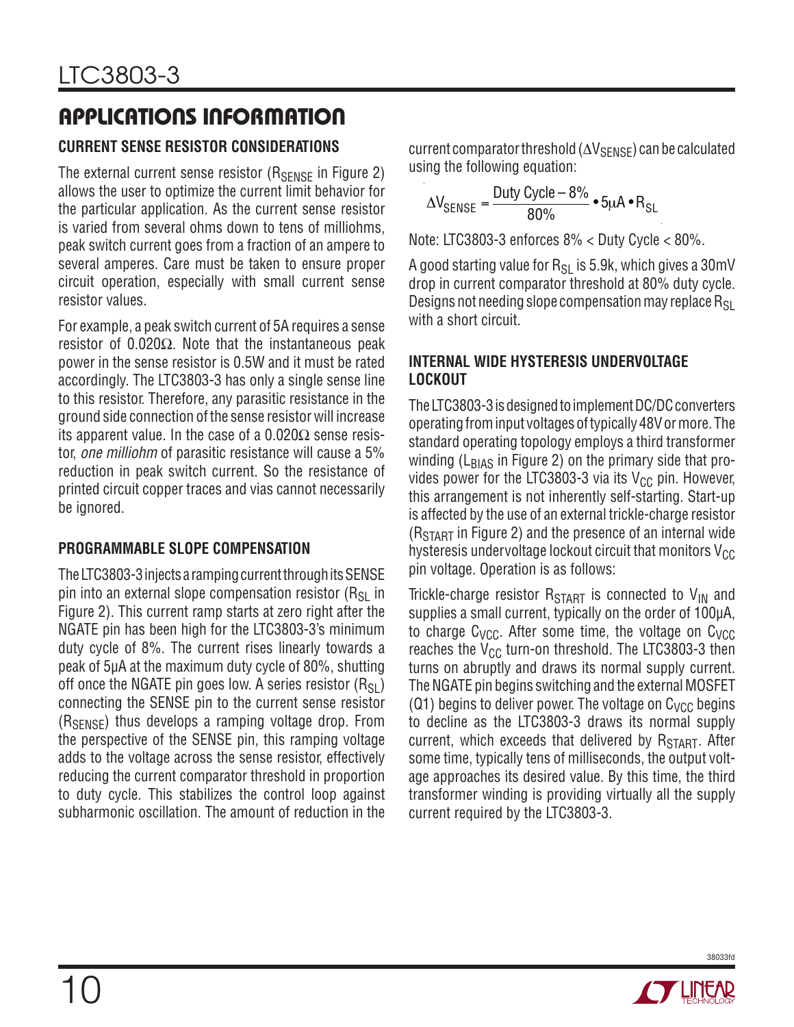## APPLICATIONS INFORMATION

### CURRENT SENSE RESISTOR CONSIDERATIONS

The external current sense resistor ($R_{SENSE}$ in Figure 2) allows the user to optimize the current limit behavior for the particular application. As the current sense resistor is varied from several ohms down to tens of milliohms, peak switch current goes from a fraction of an ampere to several amperes. Care must be taken to ensure proper circuit operation, especially with small current sense resistor values.

For example, a peak switch current of 5A requires a sense resistor of 0.020Ω. Note that the instantaneous peak power in the sense resistor is 0.5W and it must be rated accordingly. The LTC3803-3 has only a single sense line to this resistor. Therefore, any parasitic resistance in the ground side connection of the sense resistor will increase its apparent value. In the case of a 0.020Ω sense resistor, *one milliohm* of parasitic resistance will cause a 5% reduction in peak switch current. So the resistance of printed circuit copper traces and vias cannot necessarily be ignored.

### PROGRAMMABLE SLOPE COMPENSATION

The LTC3803-3 injects a ramping current through its SENSE pin into an external slope compensation resistor ($R_{SL}$ in Figure 2). This current ramp starts at zero right after the NGATE pin has been high for the LTC3803-3's minimum duty cycle of 8%. The current rises linearly towards a peak of 5μA at the maximum duty cycle of 80%, shutting off once the NGATE pin goes low. A series resistor ($R_{SL}$) connecting the SENSE pin to the current sense resistor ($R_{SENSE}$) thus develops a ramping voltage drop. From the perspective of the SENSE pin, this ramping voltage adds to the voltage across the sense resistor, effectively reducing the current comparator threshold in proportion to duty cycle. This stabilizes the control loop against subharmonic oscillation. The amount of reduction in the current comparator threshold ($\Delta V_{SENSE}$) can be calculated using the following equation:

$$\Delta V_{SENSE} = \frac{\text{Duty Cycle} - 8\%}{80\%} \cdot 5\mu A \cdot R_{SL}$$

Note: LTC3803-3 enforces 8% < Duty Cycle < 80%.

A good starting value for $R_{SL}$ is 5.9k, which gives a 30mV drop in current comparator threshold at 80% duty cycle. Designs not needing slope compensation may replace $R_{SL}$ with a short circuit.

### INTERNAL WIDE HYSTERESIS UNDERVOLTAGE LOCKOUT

The LTC3803-3 is designed to implement DC/DC converters operating from input voltages of typically 48V or more. The standard operating topology employs a third transformer winding ($L_{BIAS}$ in Figure 2) on the primary side that provides power for the LTC3803-3 via its $V_{CC}$ pin. However, this arrangement is not inherently self-starting. Start-up is affected by the use of an external trickle-charge resistor ($R_{START}$ in Figure 2) and the presence of an internal wide hysteresis undervoltage lockout circuit that monitors $V_{CC}$ pin voltage. Operation is as follows:

Trickle-charge resistor $R_{START}$ is connected to $V_{IN}$ and supplies a small current, typically on the order of 100μA, to charge $C_{VCC}$. After some time, the voltage on $C_{VCC}$ reaches the $V_{CC}$ turn-on threshold. The LTC3803-3 then turns on abruptly and draws its normal supply current. The NGATE pin begins switching and the external MOSFET (Q1) begins to deliver power. The voltage on $C_{VCC}$ begins to decline as the LTC3803-3 draws its normal supply current, which exceeds that delivered by $R_{START}$. After some time, typically tens of milliseconds, the output voltage approaches its desired value. By this time, the third transformer winding is providing virtually all the supply current required by the LTC3803-3.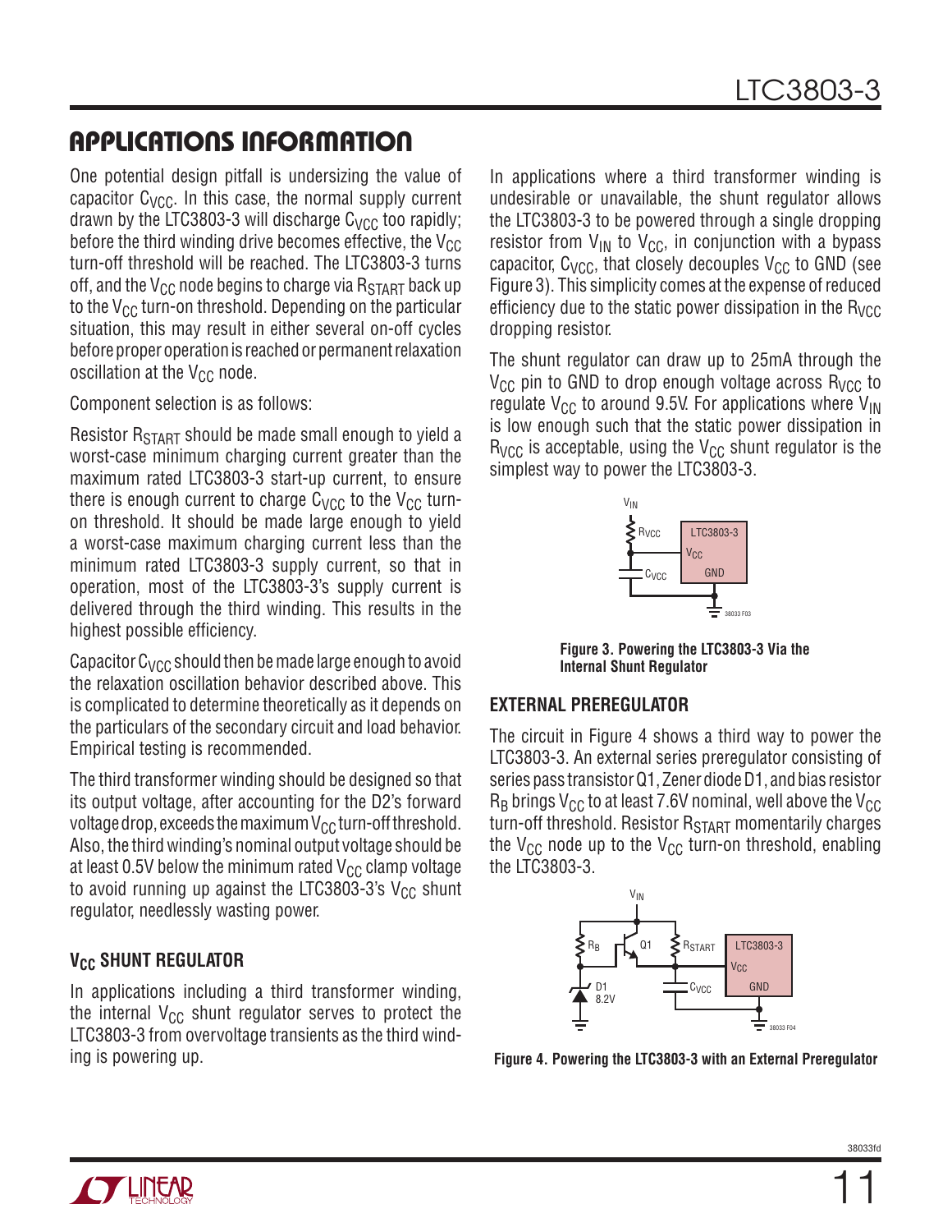## APPLICATIONS INFORMATION

One potential design pitfall is undersizing the value of capacitor $C_{VCC}$. In this case, the normal supply current drawn by the LTC3803-3 will discharge $C_{VCC}$ too rapidly; before the third winding drive becomes effective, the $V_{CC}$ turn-off threshold will be reached. The LTC3803-3 turns off, and the $V_{CC}$ node begins to charge via $R_{START}$ back up to the $V_{CC}$ turn-on threshold. Depending on the particular situation, this may result in either several on-off cycles before proper operation is reached or permanent relaxation oscillation at the $V_{CC}$ node.

Component selection is as follows:

Resistor $R_{START}$ should be made small enough to yield a worst-case minimum charging current greater than the maximum rated LTC3803-3 start-up current, to ensure there is enough current to charge $C_{VCC}$ to the $V_{CC}$ turn-on threshold. It should be made large enough to yield a worst-case maximum charging current less than the minimum rated LTC3803-3 supply current, so that in operation, most of the LTC3803-3's supply current is delivered through the third winding. This results in the highest possible efficiency.

Capacitor $C_{VCC}$ should then be made large enough to avoid the relaxation oscillation behavior described above. This is complicated to determine theoretically as it depends on the particulars of the secondary circuit and load behavior. Empirical testing is recommended.

The third transformer winding should be designed so that its output voltage, after accounting for the D2's forward voltage drop, exceeds the maximum $V_{CC}$ turn-off threshold. Also, the third winding's nominal output voltage should be at least 0.5V below the minimum rated $V_{CC}$ clamp voltage to avoid running up against the LTC3803-3's $V_{CC}$ shunt regulator, needlessly wasting power.

### $V_{CC}$ SHUNT REGULATOR

In applications including a third transformer winding, the internal $V_{CC}$ shunt regulator serves to protect the LTC3803-3 from overvoltage transients as the third winding is powering up.

In applications where a third transformer winding is undesirable or unavailable, the shunt regulator allows the LTC3803-3 to be powered through a single dropping resistor from $V_{IN}$ to $V_{CC}$, in conjunction with a bypass capacitor, $C_{VCC}$, that closely decouples $V_{CC}$ to GND (see Figure 3). This simplicity comes at the expense of reduced efficiency due to the static power dissipation in the $R_{VCC}$ dropping resistor.

The shunt regulator can draw up to 25mA through the $V_{CC}$ pin to GND to drop enough voltage across $R_{VCC}$ to regulate $V_{CC}$ to around 9.5V. For applications where $V_{IN}$ is low enough such that the static power dissipation in $R_{VCC}$ is acceptable, using the $V_{CC}$ shunt regulator is the simplest way to power the LTC3803-3.

**Figure 3. Powering the LTC3803-3 Via the Internal Shunt Regulator**

### EXTERNAL PREREGULATOR

The circuit in Figure 4 shows a third way to power the LTC3803-3. An external series preregulator consisting of series pass transistor Q1, Zener diode D1, and bias resistor $R_B$ brings $V_{CC}$ to at least 7.6V nominal, well above the $V_{CC}$ turn-off threshold. Resistor $R_{START}$ momentarily charges the $V_{CC}$ node up to the $V_{CC}$ turn-on threshold, enabling the LTC3803-3.

**Figure 4. Powering the LTC3803-3 with an External Preregulator**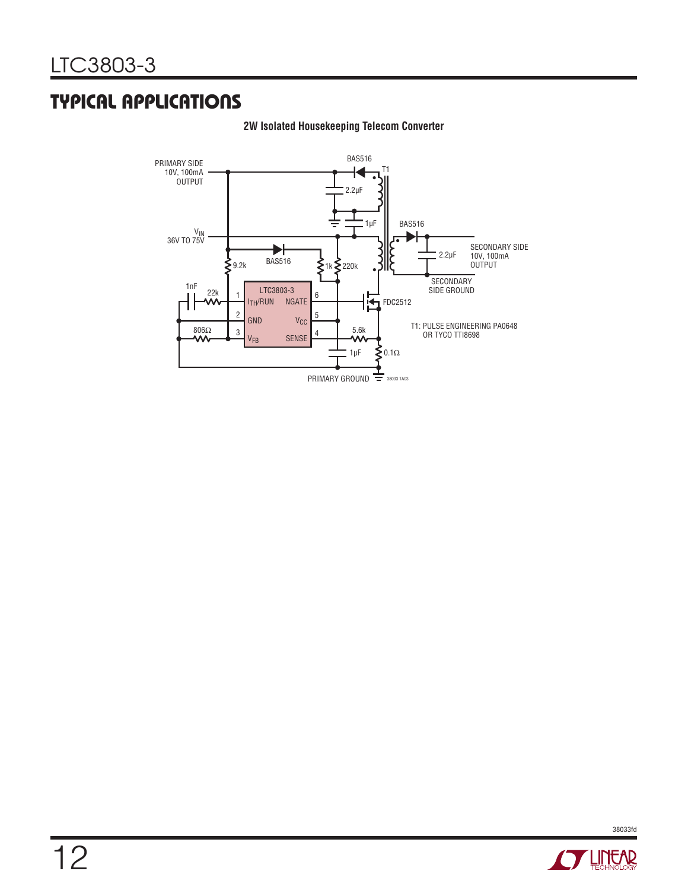## TYPICAL APPLICATIONS

**2W Isolated Housekeeping Telecom Converter**

PRIMARY SIDE 10V, 100mA OUTPUT

$V_{IN}$ 36V TO 75V

BAS516

T1

2.2µF

1µF

BAS516

SECONDARY SIDE 10V, 100mA OUTPUT

SECONDARY SIDE GROUND

9.2k

BAS516

1k

220k

1nF

22k

LTC3803-3

1 $I_{TH}$/RUN

6 NGATE

2 GND

5 $V_{CC}$

3 $V_{FB}$

4 SENSE

806Ω

5.6k

FDC2512

1µF

0.1Ω

PRIMARY GROUND

T1: PULSE ENGINEERING PA0648 OR TYCO TTI8698

38033 TA03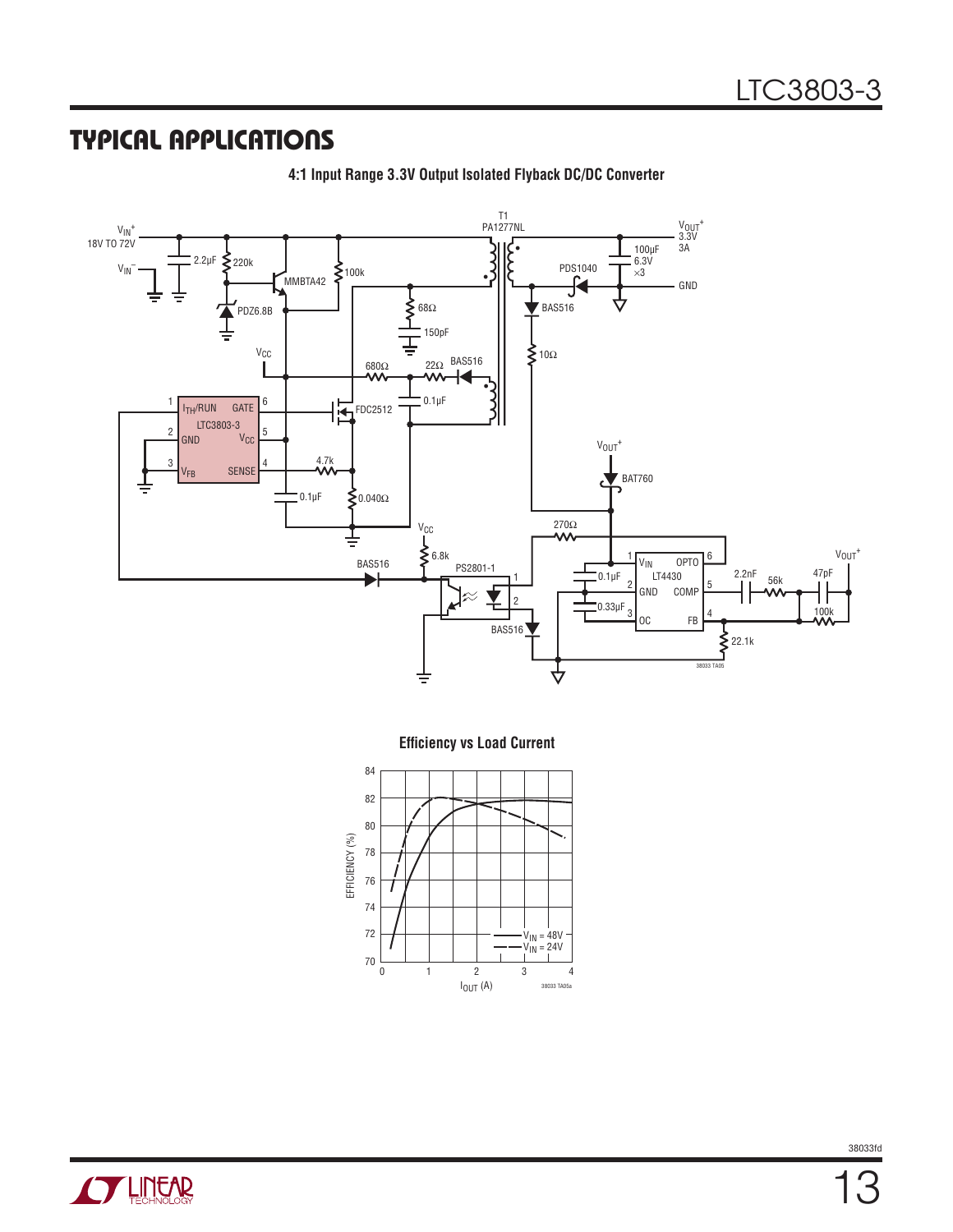## TYPICAL APPLICATIONS

**4:1 Input Range 3.3V Output Isolated Flyback DC/DC Converter**

**Efficiency vs Load Current**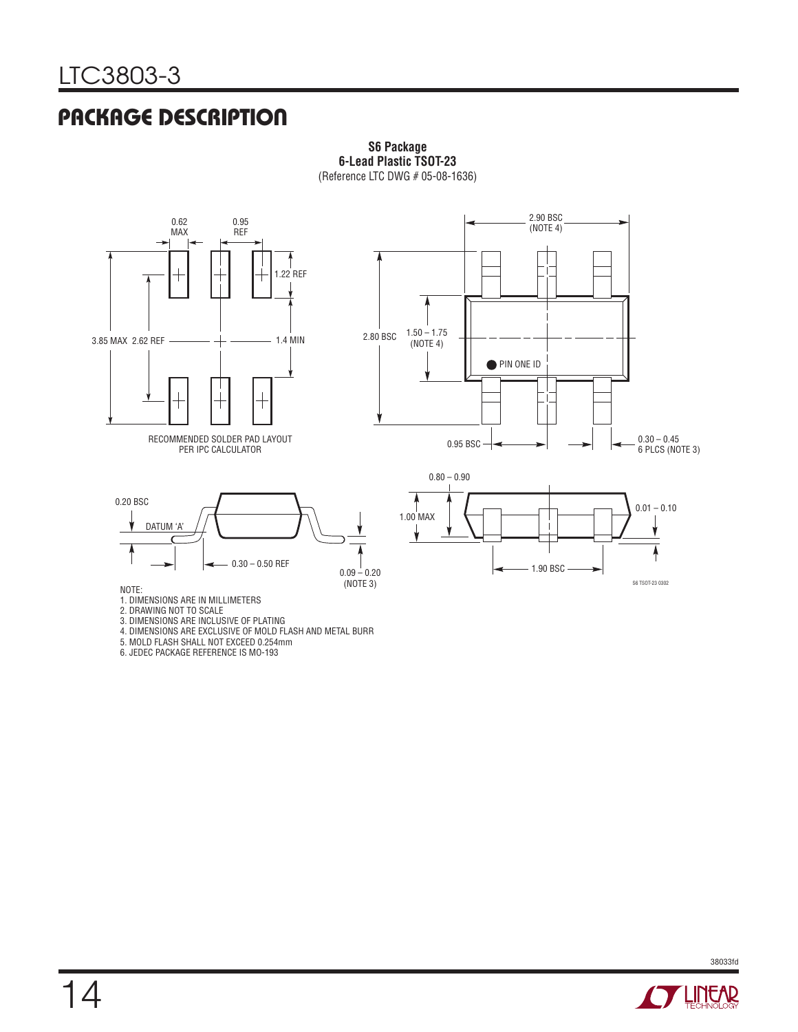## PACKAGE DESCRIPTION

**S6 Package**
**6-Lead Plastic TSOT-23**
(Reference LTC DWG # 05-08-1636)

0.62 MAX

0.95 REF

1.22 REF

3.85 MAX 2.62 REF

1.4 MIN

RECOMMENDED SOLDER PAD LAYOUT PER IPC CALCULATOR

2.90 BSC (NOTE 4)

2.80 BSC

1.50 – 1.75 (NOTE 4)

PIN ONE ID

0.95 BSC

0.30 – 0.45 6 PLCS (NOTE 3)

0.20 BSC

DATUM 'A'

0.30 – 0.50 REF

0.09 – 0.20 (NOTE 3)

0.80 – 0.90

1.00 MAX

0.01 – 0.10

1.90 BSC

S6 TSOT-23 0302

NOTE:
1. DIMENSIONS ARE IN MILLIMETERS
2. DRAWING NOT TO SCALE
3. DIMENSIONS ARE INCLUSIVE OF PLATING
4. DIMENSIONS ARE EXCLUSIVE OF MOLD FLASH AND METAL BURR
5. MOLD FLASH SHALL NOT EXCEED 0.254mm
6. JEDEC PACKAGE REFERENCE IS MO-193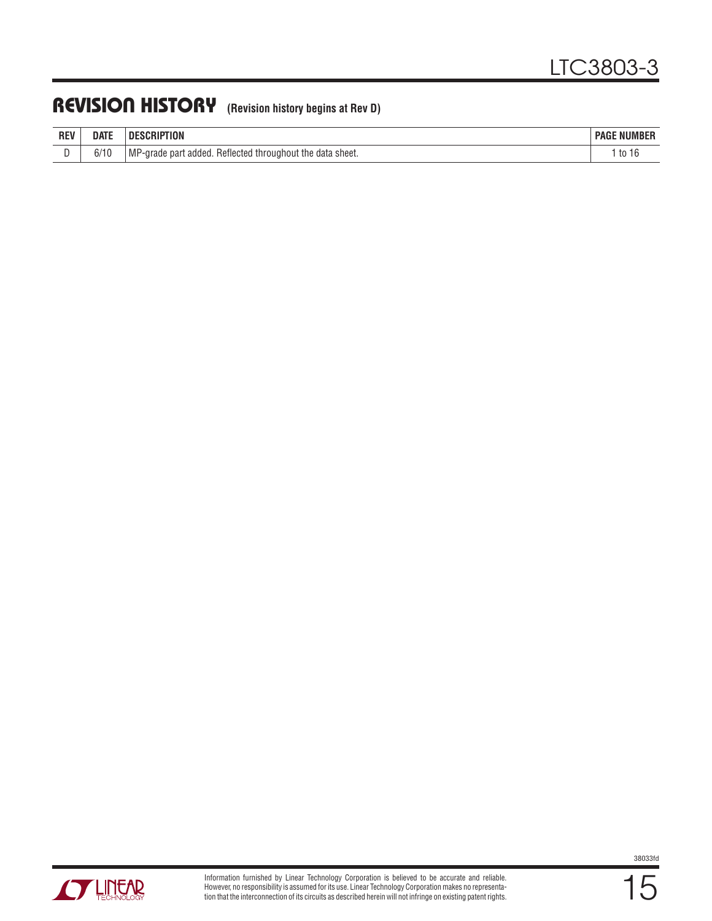## REVISION HISTORY (Revision history begins at Rev D)

| REV | DATE | DESCRIPTION | PAGE NUMBER |
|---|---|---|---|
| D | 6/10 | MP-grade part added. Reflected throughout the data sheet. | 1 to 16 |

Information furnished by Linear Technology Corporation is believed to be accurate and reliable. However, no responsibility is assumed for its use. Linear Technology Corporation makes no representation that the interconnection of its circuits as described herein will not infringe on existing patent rights.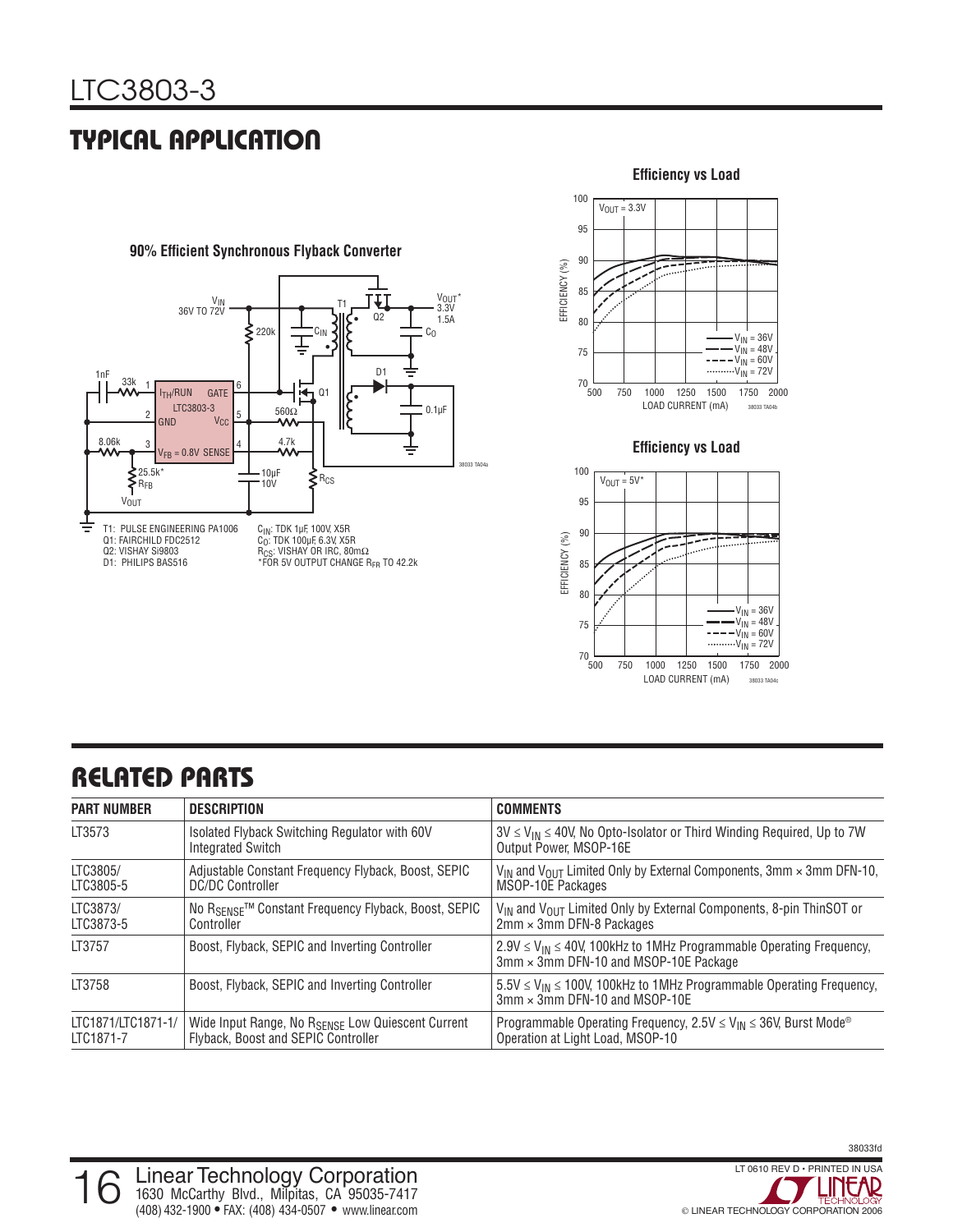## TYPICAL APPLICATION

**90% Efficient Synchronous Flyback Converter**

$V_{IN}$ 36V TO 72V

220k

$C_{IN}$

T1

Q2

$V_{OUT}$* 3.3V 1.5A

$C_O$

D1

1nF

33k

1 $I_{TH}$/RUN GATE 6

LTC3803-3

2 GND $V_{CC}$ 5

3 $V_{FB}$ = 0.8V SENSE 4

Q1

560Ω

0.1µF

8.06k

4.7k

25.5k* $R_{FB}$

10µF 10V

$R_{CS}$

$V_{OUT}$

T1: PULSE ENGINEERING PA1006
Q1: FAIRCHILD FDC2512
Q2: VISHAY Si9803
D1: PHILIPS BAS516

$C_{IN}$: TDK 1µF, 100V, X5R
$C_O$: TDK 100µF, 6.3V, X5R
$R_{CS}$: VISHAY OR IRC, 80mΩ
*FOR 5V OUTPUT CHANGE $R_{FB}$ TO 42.2k

38033 TA04a

**Efficiency vs Load**

$V_{OUT}$ = 3.3V

EFFICIENCY (%)

100 95 90 85 80 75 70

500 750 1000 1250 1500 1750 2000

LOAD CURRENT (mA)

$V_{IN}$ = 36V
$V_{IN}$ = 48V
$V_{IN}$ = 60V
$V_{IN}$ = 72V

38033 TA04b

**Efficiency vs Load**

$V_{OUT}$ = 5V*

EFFICIENCY (%)

100 95 90 85 80 75 70

500 750 1000 1250 1500 1750 2000

LOAD CURRENT (mA)

$V_{IN}$ = 36V
$V_{IN}$ = 48V
$V_{IN}$ = 60V
$V_{IN}$ = 72V

38033 TA04c

## RELATED PARTS

| PART NUMBER | DESCRIPTION | COMMENTS |
| --- | --- | --- |
| LT3573 | Isolated Flyback Switching Regulator with 60V Integrated Switch | 3V ≤ $V_{IN}$ ≤ 40V, No Opto-Isolator or Third Winding Required, Up to 7W Output Power, MSOP-16E |
| LTC3805/ LTC3805-5 | Adjustable Constant Frequency Flyback, Boost, SEPIC DC/DC Controller | $V_{IN}$ and $V_{OUT}$ Limited Only by External Components, 3mm × 3mm DFN-10, MSOP-10E Packages |
| LTC3873/ LTC3873-5 | No $R_{SENSE}$™ Constant Frequency Flyback, Boost, SEPIC Controller | $V_{IN}$ and $V_{OUT}$ Limited Only by External Components, 8-pin ThinSOT or 2mm × 3mm DFN-8 Packages |
| LT3757 | Boost, Flyback, SEPIC and Inverting Controller | 2.9V ≤ $V_{IN}$ ≤ 40V, 100kHz to 1MHz Programmable Operating Frequency, 3mm × 3mm DFN-10 and MSOP-10E Package |
| LT3758 | Boost, Flyback, SEPIC and Inverting Controller | 5.5V ≤ $V_{IN}$ ≤ 100V, 100kHz to 1MHz Programmable Operating Frequency, 3mm × 3mm DFN-10 and MSOP-10E |
| LTC1871/LTC1871-1/ LTC1871-7 | Wide Input Range, No $R_{SENSE}$ Low Quiescent Current Flyback, Boost and SEPIC Controller | Programmable Operating Frequency, 2.5V ≤ $V_{IN}$ ≤ 36V, Burst Mode® Operation at Light Load, MSOP-10 |

38033fd

Linear Technology Corporation
1630 McCarthy Blvd., Milpitas, CA 95035-7417
(408) 432-1900 • FAX: (408) 434-0507 • www.linear.com

LT 0610 REV D • PRINTED IN USA

© LINEAR TECHNOLOGY CORPORATION 2006